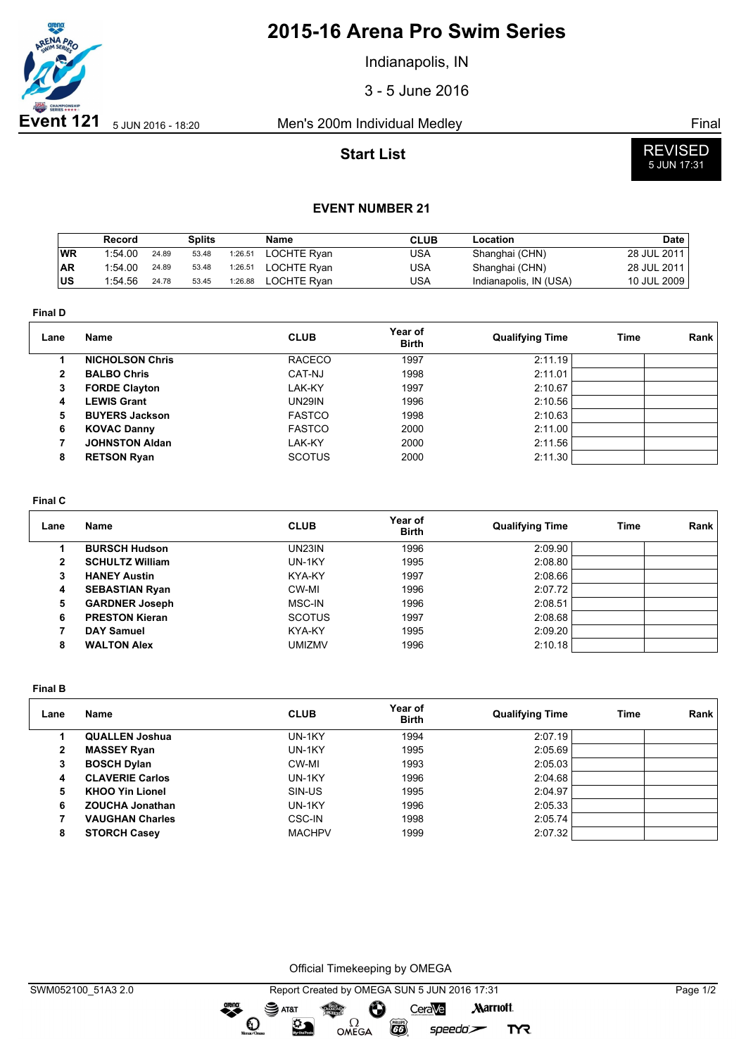# 2015-16 Arena Pro Swim Series

Indianapolis, IN

3 - 5 June 2016

**Event 121** 5 JUN 2016 - 18:20 Men's 200m Individual Medley Final

## Start List

REVISED
5 JUN 17:31

### EVENT NUMBER 21

| | Record | Splits | | | Name | CLUB | Location | Date |
|---|---|---|---|---|---|---|---|---|
| WR | 1:54.00 | 24.89 | 53.48 | 1:26.51 | LOCHTE Ryan | USA | Shanghai (CHN) | 28 JUL 2011 |
| AR | 1:54.00 | 24.89 | 53.48 | 1:26.51 | LOCHTE Ryan | USA | Shanghai (CHN) | 28 JUL 2011 |
| US | 1:54.56 | 24.78 | 53.45 | 1:26.88 | LOCHTE Ryan | USA | Indianapolis, IN (USA) | 10 JUL 2009 |

**Final D**

| Lane | Name | CLUB | Year of Birth | Qualifying Time | Time | Rank |
|---|---|---|---|---|---|---|
| 1 | **NICHOLSON Chris** | RACECO | 1997 | 2:11.19 | | |
| 2 | **BALBO Chris** | CAT-NJ | 1998 | 2:11.01 | | |
| 3 | **FORDE Clayton** | LAK-KY | 1997 | 2:10.67 | | |
| 4 | **LEWIS Grant** | UN29IN | 1996 | 2:10.56 | | |
| 5 | **BUYERS Jackson** | FASTCO | 1998 | 2:10.63 | | |
| 6 | **KOVAC Danny** | FASTCO | 2000 | 2:11.00 | | |
| 7 | **JOHNSTON Aldan** | LAK-KY | 2000 | 2:11.56 | | |
| 8 | **RETSON Ryan** | SCOTUS | 2000 | 2:11.30 | | |

**Final C**

| Lane | Name | CLUB | Year of Birth | Qualifying Time | Time | Rank |
|---|---|---|---|---|---|---|
| 1 | **BURSCH Hudson** | UN23IN | 1996 | 2:09.90 | | |
| 2 | **SCHULTZ William** | UN-1KY | 1995 | 2:08.80 | | |
| 3 | **HANEY Austin** | KYA-KY | 1997 | 2:08.66 | | |
| 4 | **SEBASTIAN Ryan** | CW-MI | 1996 | 2:07.72 | | |
| 5 | **GARDNER Joseph** | MSC-IN | 1996 | 2:08.51 | | |
| 6 | **PRESTON Kieran** | SCOTUS | 1997 | 2:08.68 | | |
| 7 | **DAY Samuel** | KYA-KY | 1995 | 2:09.20 | | |
| 8 | **WALTON Alex** | UMIZMV | 1996 | 2:10.18 | | |

**Final B**

| Lane | Name | CLUB | Year of Birth | Qualifying Time | Time | Rank |
|---|---|---|---|---|---|---|
| 1 | **QUALLEN Joshua** | UN-1KY | 1994 | 2:07.19 | | |
| 2 | **MASSEY Ryan** | UN-1KY | 1995 | 2:05.69 | | |
| 3 | **BOSCH Dylan** | CW-MI | 1993 | 2:05.03 | | |
| 4 | **CLAVERIE Carlos** | UN-1KY | 1996 | 2:04.68 | | |
| 5 | **KHOO Yin Lionel** | SIN-US | 1995 | 2:04.97 | | |
| 6 | **ZOUCHA Jonathan** | UN-1KY | 1996 | 2:05.33 | | |
| 7 | **VAUGHAN Charles** | CSC-IN | 1998 | 2:05.74 | | |
| 8 | **STORCH Casey** | MACHPV | 1999 | 2:07.32 | | |

Official Timekeeping by OMEGA

SWM052100_51A3 2.0 Report Created by OMEGA SUN 5 JUN 2016 17:31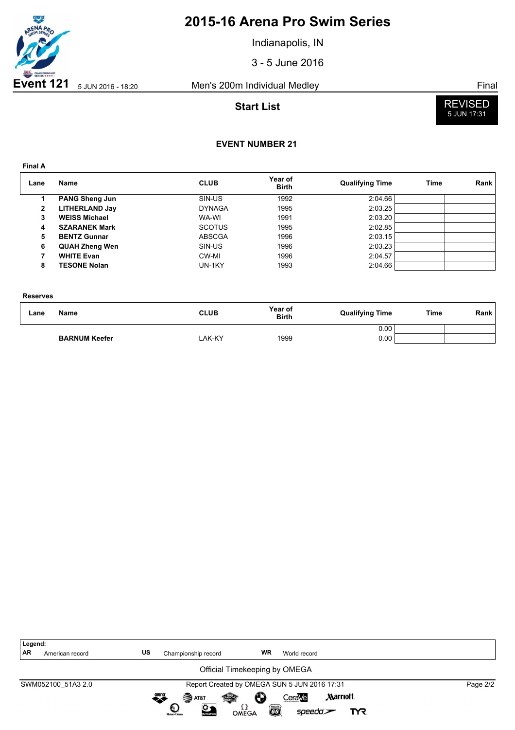# 2015-16 Arena Pro Swim Series

Indianapolis, IN

3 - 5 June 2016

**Event 121** 5 JUN 2016 - 18:20 Men's 200m Individual Medley Final

## Start List

REVISED
5 JUN 17:31

### EVENT NUMBER 21

**Final A**

| Lane | Name | CLUB | Year of Birth | Qualifying Time | Time | Rank |
|---|---|---|---|---|---|---|
| 1 | **PANG Sheng Jun** | SIN-US | 1992 | 2:04.66 | | |
| 2 | **LITHERLAND Jay** | DYNAGA | 1995 | 2:03.25 | | |
| 3 | **WEISS Michael** | WA-WI | 1991 | 2:03.20 | | |
| 4 | **SZARANEK Mark** | SCOTUS | 1995 | 2:02.85 | | |
| 5 | **BENTZ Gunnar** | ABSCGA | 1996 | 2:03.15 | | |
| 6 | **QUAH Zheng Wen** | SIN-US | 1996 | 2:03.23 | | |
| 7 | **WHITE Evan** | CW-MI | 1996 | 2:04.57 | | |
| 8 | **TESONE Nolan** | UN-1KY | 1993 | 2:04.66 | | |

**Reserves**

| Lane | Name | CLUB | Year of Birth | Qualifying Time | Time | Rank |
|---|---|---|---|---|---|---|
| | | | | 0.00 | | |
| | **BARNUM Keefer** | LAK-KY | 1999 | 0.00 | | |

**Legend:**

**AR** American record **US** Championship record **WR** World record

Official Timekeeping by OMEGA

SWM052100_51A3 2.0 Report Created by OMEGA SUN 5 JUN 2016 17:31